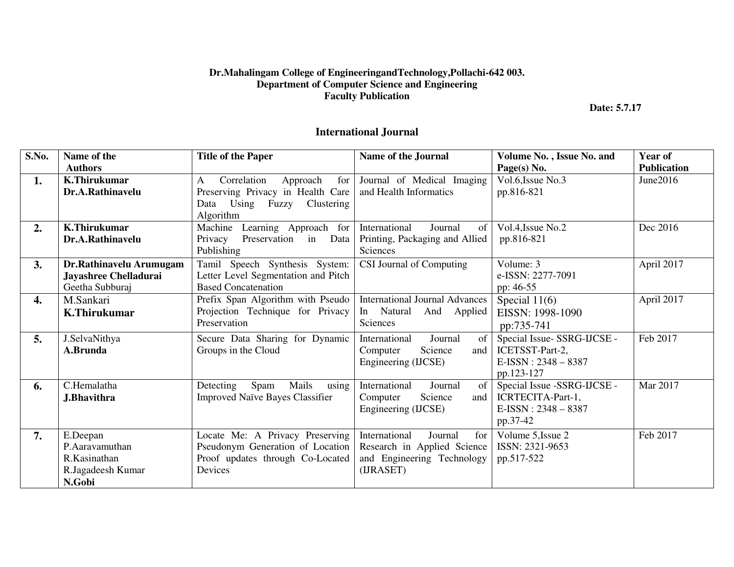**Dr.Mahalingam College of EngineeringandTechnology,Pollachi-642 003.**
**Department of Computer Science and Engineering**
**Faculty Publication**

**Date: 5.7.17**

## International Journal

| S.No. | Name of the Authors | Title of the Paper | Name of the Journal | Volume No. , Issue No. and Page(s) No. | Year of Publication |
|---|---|---|---|---|---|
| **1.** | **K.Thirukumar**<br>**Dr.A.Rathinavelu** | A Correlation Approach for Preserving Privacy in Health Care Data Using Fuzzy Clustering Algorithm | Journal of Medical Imaging and Health Informatics | Vol.6,Issue No.3<br>pp.816-821 | June2016 |
| **2.** | **K.Thirukumar**<br>**Dr.A.Rathinavelu** | Machine Learning Approach for Privacy Preservation in Data Publishing | International Journal of Printing, Packaging and Allied Sciences | Vol.4,Issue No.2<br>pp.816-821 | Dec 2016 |
| **3.** | **Dr.Rathinavelu Arumugam**<br>**Jayashree Chelladurai**<br>Geetha Subburaj | Tamil Speech Synthesis System: Letter Level Segmentation and Pitch Based Concatenation | CSI Journal of Computing | Volume: 3<br>e-ISSN: 2277-7091<br>pp: 46-55 | April 2017 |
| **4.** | M.Sankari<br>**K.Thirukumar** | Prefix Span Algorithm with Pseudo Projection Technique for Privacy Preservation | International Journal Advances In Natural And Applied Sciences | Special 11(6)<br>EISSN: 1998-1090<br>pp:735-741 | April 2017 |
| **5.** | J.SelvaNithya<br>**A.Brunda** | Secure Data Sharing for Dynamic Groups in the Cloud | International Journal of Computer Science and Engineering (IJCSE) | Special Issue- SSRG-IJCSE - ICETSST-Part-2,<br>E-ISSN : 2348 – 8387<br>pp.123-127 | Feb 2017 |
| **6.** | C.Hemalatha<br>**J.Bhavithra** | Detecting Spam Mails using Improved Naïve Bayes Classifier | International Journal of Computer Science and Engineering (IJCSE) | Special Issue -SSRG-IJCSE - ICRTECITA-Part-1,<br>E-ISSN : 2348 – 8387<br>pp.37-42 | Mar 2017 |
| **7.** | E.Deepan<br>P.Aaravamuthan<br>R.Kasinathan<br>R.Jagadeesh Kumar<br>**N.Gobi** | Locate Me: A Privacy Preserving Pseudonym Generation of Location Proof updates through Co-Located Devices | International Journal for Research in Applied Science and Engineering Technology (IJRASET) | Volume 5,Issue 2<br>ISSN: 2321-9653<br>pp.517-522 | Feb 2017 |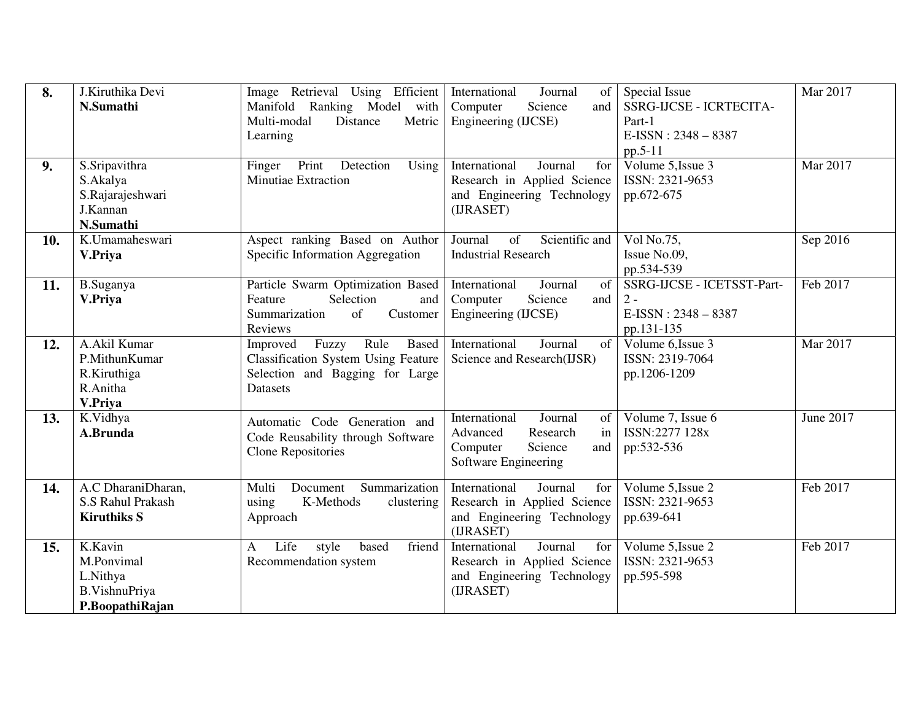| **8.** | J.Kiruthika Devi<br>**N.Sumathi** | Image Retrieval Using Efficient Manifold Ranking Model with Multi-modal Distance Metric Learning | International Journal of Computer Science and Engineering (IJCSE) | Special Issue<br>SSRG-IJCSE - ICRTECITA-Part-1<br>E-ISSN : 2348 – 8387<br>pp.5-11 | Mar 2017 |
|---|---|---|---|---|---|
| **9.** | S.Sripavithra<br>S.Akalya<br>S.Rajarajeshwari<br>J.Kannan<br>**N.Sumathi** | Finger Print Detection Using Minutiae Extraction | International Journal for Research in Applied Science and Engineering Technology (IJRASET) | Volume 5,Issue 3<br>ISSN: 2321-9653<br>pp.672-675 | Mar 2017 |
| **10.** | K.Umamaheswari<br>**V.Priya** | Aspect ranking Based on Author Specific Information Aggregation | Journal of Scientific and Industrial Research | Vol No.75,<br>Issue No.09,<br>pp.534-539 | Sep 2016 |
| **11.** | B.Suganya<br>**V.Priya** | Particle Swarm Optimization Based Feature Selection and Summarization of Customer Reviews | International Journal of Computer Science and Engineering (IJCSE) | SSRG-IJCSE - ICETSST-Part-2 -<br>E-ISSN : 2348 – 8387<br>pp.131-135 | Feb 2017 |
| **12.** | A.Akil Kumar<br>P.MithunKumar<br>R.Kiruthiga<br>R.Anitha<br>**V.Priya** | Improved Fuzzy Rule Based Classification System Using Feature Selection and Bagging for Large Datasets | International Journal of Science and Research(IJSR) | Volume 6,Issue 3<br>ISSN: 2319-7064<br>pp.1206-1209 | Mar 2017 |
| **13.** | K.Vidhya<br>**A.Brunda** | Automatic Code Generation and Code Reusability through Software Clone Repositories | International Journal of Advanced Research in Computer Science and Software Engineering | Volume 7, Issue 6<br>ISSN:2277 128x<br>pp:532-536 | June 2017 |
| **14.** | A.C DharaniDharan,<br>S.S Rahul Prakash<br>**Kiruthiks S** | Multi Document Summarization using K-Methods clustering Approach | International Journal for Research in Applied Science and Engineering Technology (IJRASET) | Volume 5,Issue 2<br>ISSN: 2321-9653<br>pp.639-641 | Feb 2017 |
| **15.** | K.Kavin<br>M.Ponvimal<br>L.Nithya<br>B.VishnuPriya<br>**P.BoopathiRajan** | A Life style based friend Recommendation system | International Journal for Research in Applied Science and Engineering Technology (IJRASET) | Volume 5,Issue 2<br>ISSN: 2321-9653<br>pp.595-598 | Feb 2017 |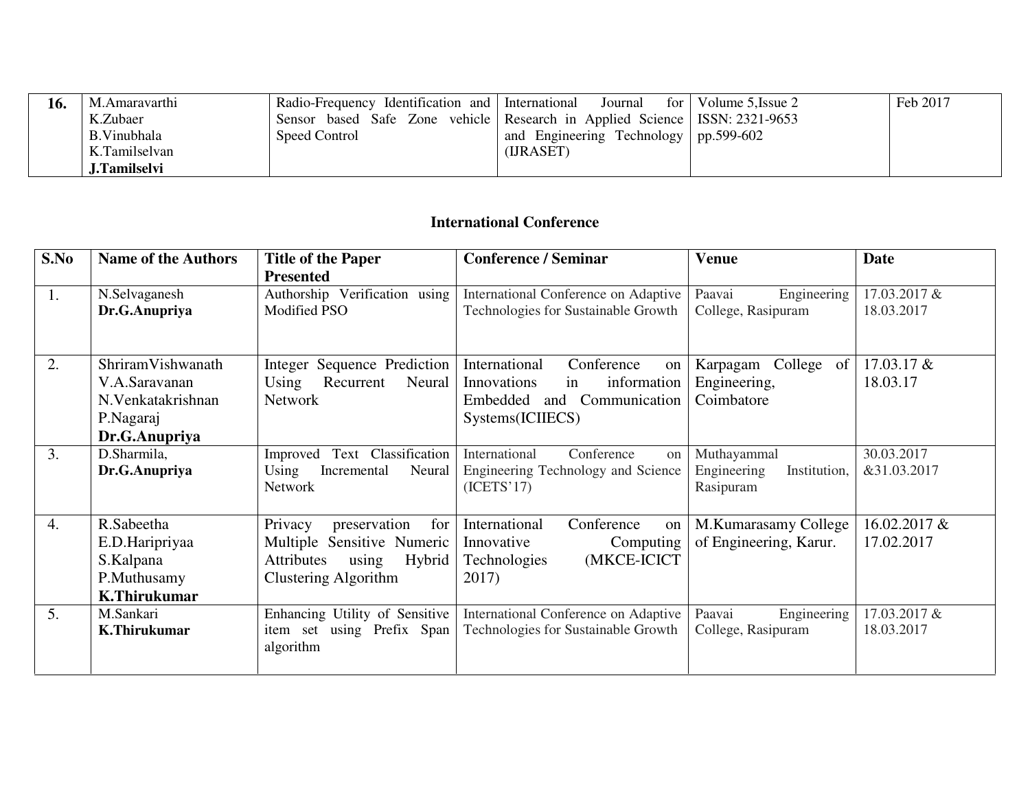| 16. | M.Amaravarthi<br>K.Zubaer<br>B.Vinubhala<br>K.Tamilselvan<br>**J.Tamilselvi** | Radio-Frequency Identification and Sensor based Safe Zone vehicle Speed Control | International Journal for Research in Applied Science and Engineering Technology (IJRASET) | Volume 5,Issue 2<br>ISSN: 2321-9653<br>pp.599-602 | Feb 2017 |
|---|---|---|---|---|---|

## International Conference

| S.No | Name of the Authors | Title of the Paper Presented | Conference / Seminar | Venue | Date |
|---|---|---|---|---|---|
| 1. | N.Selvaganesh<br>**Dr.G.Anupriya** | Authorship Verification using Modified PSO | International Conference on Adaptive Technologies for Sustainable Growth | Paavai Engineering College, Rasipuram | 17.03.2017 & 18.03.2017 |
| 2. | ShriramVishwanath<br>V.A.Saravanan<br>N.Venkatakrishnan<br>P.Nagaraj<br>**Dr.G.Anupriya** | Integer Sequence Prediction Using Recurrent Neural Network | International Conference on Innovations in information Embedded and Communication Systems(ICIIECS) | Karpagam College of Engineering, Coimbatore | 17.03.17 & 18.03.17 |
| 3. | D.Sharmila,<br>**Dr.G.Anupriya** | Improved Text Classification Using Incremental Neural Network | International Conference on Engineering Technology and Science (ICETS'17) | Muthayammal Engineering Institution, Rasipuram | 30.03.2017 &31.03.2017 |
| 4. | R.Sabeetha<br>E.D.Haripriyaa<br>S.Kalpana<br>P.Muthusamy<br>**K.Thirukumar** | Privacy preservation for Multiple Sensitive Numeric Attributes using Hybrid Clustering Algorithm | International Conference on Innovative Computing Technologies (MKCE-ICICT 2017) | M.Kumarasamy College of Engineering, Karur. | 16.02.2017 & 17.02.2017 |
| 5. | M.Sankari<br>**K.Thirukumar** | Enhancing Utility of Sensitive item set using Prefix Span algorithm | International Conference on Adaptive Technologies for Sustainable Growth | Paavai Engineering College, Rasipuram | 17.03.2017 & 18.03.2017 |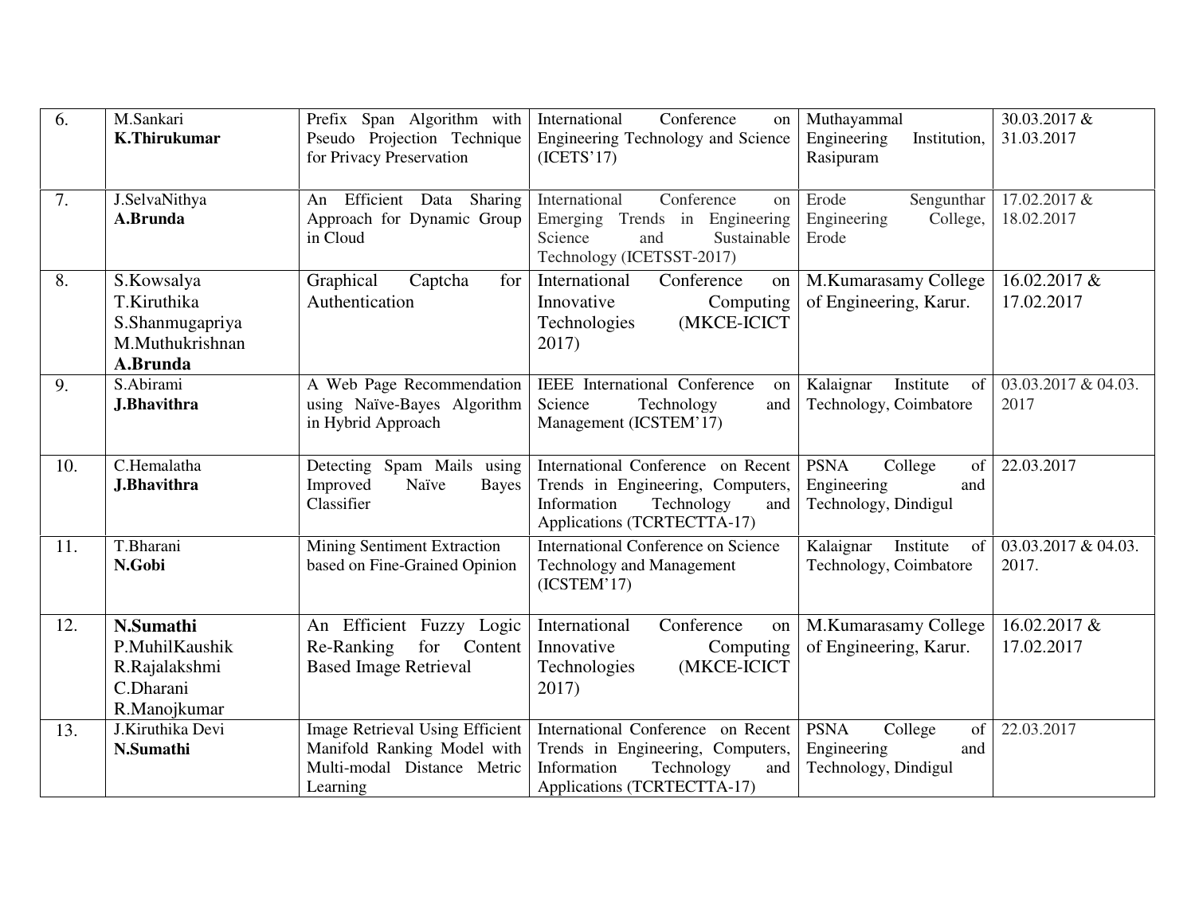| 6. | M.Sankari<br>**K.Thirukumar** | Prefix Span Algorithm with Pseudo Projection Technique for Privacy Preservation | International Conference on Engineering Technology and Science (ICETS'17) | Muthayammal Engineering Institution, Rasipuram | 30.03.2017 & 31.03.2017 |
|---|---|---|---|---|---|
| 7. | J.SelvaNithya<br>**A.Brunda** | An Efficient Data Sharing Approach for Dynamic Group in Cloud | International Conference on Emerging Trends in Engineering Science and Sustainable Technology (ICETSST-2017) | Erode Sengunthar Engineering College, Erode | 17.02.2017 & 18.02.2017 |
| 8. | S.Kowsalya<br>T.Kiruthika<br>S.Shanmugapriya<br>M.Muthukrishnan<br>**A.Brunda** | Graphical Captcha for Authentication | International Conference on Innovative Computing Technologies (MKCE-ICICT 2017) | M.Kumarasamy College of Engineering, Karur. | 16.02.2017 & 17.02.2017 |
| 9. | S.Abirami<br>**J.Bhavithra** | A Web Page Recommendation using Naïve-Bayes Algorithm in Hybrid Approach | IEEE International Conference on Science Technology and Management (ICSTEM'17) | Kalaignar Institute of Technology, Coimbatore | 03.03.2017 & 04.03. 2017 |
| 10. | C.Hemalatha<br>**J.Bhavithra** | Detecting Spam Mails using Improved Naïve Bayes Classifier | International Conference on Recent Trends in Engineering, Computers, Information Technology and Applications (TCRTECTTA-17) | PSNA College of Engineering and Technology, Dindigul | 22.03.2017 |
| 11. | T.Bharani<br>**N.Gobi** | Mining Sentiment Extraction based on Fine-Grained Opinion | International Conference on Science Technology and Management (ICSTEM'17) | Kalaignar Institute of Technology, Coimbatore | 03.03.2017 & 04.03. 2017. |
| 12. | **N.Sumathi**<br>P.MuhilKaushik<br>R.Rajalakshmi<br>C.Dharani<br>R.Manojkumar | An Efficient Fuzzy Logic Re-Ranking for Content Based Image Retrieval | International Conference on Innovative Computing Technologies (MKCE-ICICT 2017) | M.Kumarasamy College of Engineering, Karur. | 16.02.2017 & 17.02.2017 |
| 13. | J.Kiruthika Devi<br>**N.Sumathi** | Image Retrieval Using Efficient Manifold Ranking Model with Multi-modal Distance Metric Learning | International Conference on Recent Trends in Engineering, Computers, Information Technology and Applications (TCRTECTTA-17) | PSNA College of Engineering and Technology, Dindigul | 22.03.2017 |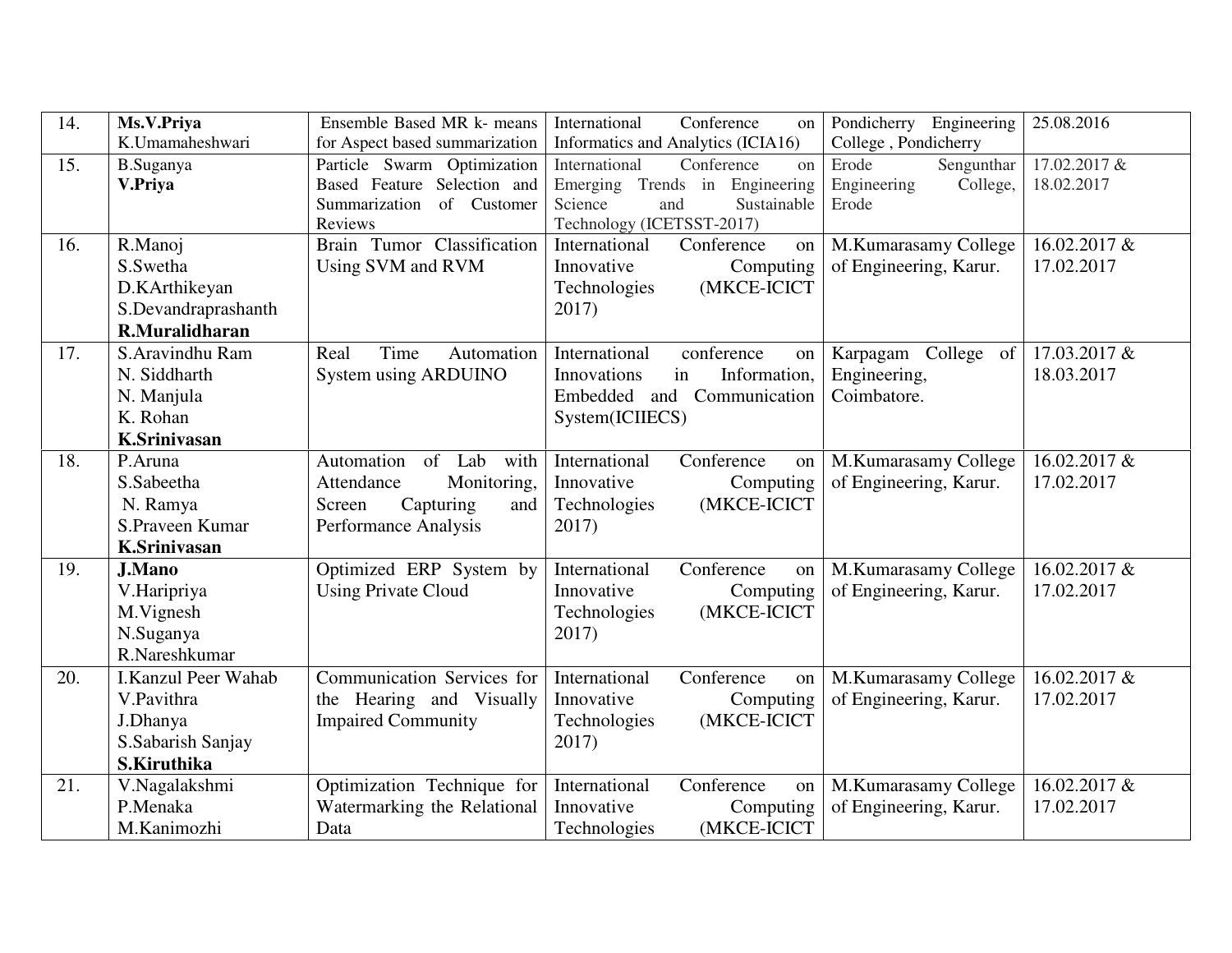| 14. | **Ms.V.Priya**<br>K.Umamaheshwari | Ensemble Based MR k- means for Aspect based summarization | International Conference on Informatics and Analytics (ICIA16) | Pondicherry Engineering College , Pondicherry | 25.08.2016 |
|---|---|---|---|---|---|
| 15. | B.Suganya<br>**V.Priya** | Particle Swarm Optimization Based Feature Selection and Summarization of Customer Reviews | International Conference on Emerging Trends in Engineering Science and Sustainable Technology (ICETSST-2017) | Erode Sengunthar Engineering College, Erode | 17.02.2017 & 18.02.2017 |
| 16. | R.Manoj<br>S.Swetha<br>D.KArthikeyan<br>S.Devandraprashanth<br>**R.Muralidharan** | Brain Tumor Classification Using SVM and RVM | International Conference on Innovative Computing Technologies (MKCE-ICICT 2017) | M.Kumarasamy College of Engineering, Karur. | 16.02.2017 & 17.02.2017 |
| 17. | S.Aravindhu Ram<br>N. Siddharth<br>N. Manjula<br>K. Rohan<br>**K.Srinivasan** | Real Time Automation System using ARDUINO | International conference on Innovations in Information, Embedded and Communication System(ICIIECS) | Karpagam College of Engineering, Coimbatore. | 17.03.2017 & 18.03.2017 |
| 18. | P.Aruna<br>S.Sabeetha<br>N. Ramya<br>S.Praveen Kumar<br>**K.Srinivasan** | Automation of Lab with Attendance Monitoring, Screen Capturing and Performance Analysis | International Conference on Innovative Computing Technologies (MKCE-ICICT 2017) | M.Kumarasamy College of Engineering, Karur. | 16.02.2017 & 17.02.2017 |
| 19. | **J.Mano**<br>V.Haripriya<br>M.Vignesh<br>N.Suganya<br>R.Nareshkumar | Optimized ERP System by Using Private Cloud | International Conference on Innovative Computing Technologies (MKCE-ICICT 2017) | M.Kumarasamy College of Engineering, Karur. | 16.02.2017 & 17.02.2017 |
| 20. | I.Kanzul Peer Wahab<br>V.Pavithra<br>J.Dhanya<br>S.Sabarish Sanjay<br>**S.Kiruthika** | Communication Services for the Hearing and Visually Impaired Community | International Conference on Innovative Computing Technologies (MKCE-ICICT 2017) | M.Kumarasamy College of Engineering, Karur. | 16.02.2017 & 17.02.2017 |
| 21. | V.Nagalakshmi<br>P.Menaka<br>M.Kanimozhi | Optimization Technique for Watermarking the Relational Data | International Conference on Innovative Computing Technologies (MKCE-ICICT | M.Kumarasamy College of Engineering, Karur. | 16.02.2017 & 17.02.2017 |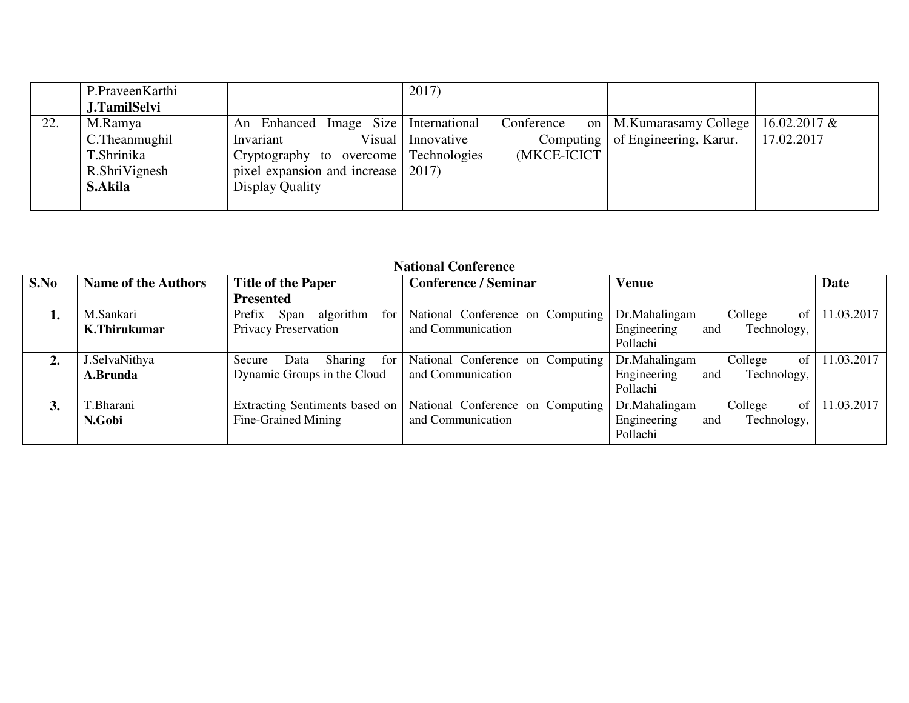| | | | | | |
|---|---|---|---|---|---|
| | P.PraveenKarthi **J.TamilSelvi** | | 2017) | | |
| 22. | M.Ramya C.Theanmughil T.Shrinika R.ShriVignesh **S.Akila** | An Enhanced Image Size Invariant Visual Cryptography to overcome pixel expansion and increase Display Quality | International Conference on Innovative Computing Technologies (MKCE-ICICT 2017) | M.Kumarasamy College of Engineering, Karur. | 16.02.2017 & 17.02.2017 |

**National Conference**

| S.No | Name of the Authors | Title of the Paper Presented | Conference / Seminar | Venue | Date |
|---|---|---|---|---|---|
| **1.** | M.Sankari **K.Thirukumar** | Prefix Span algorithm for Privacy Preservation | National Conference on Computing and Communication | Dr.Mahalingam College of Engineering and Technology, Pollachi | 11.03.2017 |
| **2.** | J.SelvaNithya **A.Brunda** | Secure Data Sharing for Dynamic Groups in the Cloud | National Conference on Computing and Communication | Dr.Mahalingam College of Engineering and Technology, Pollachi | 11.03.2017 |
| **3.** | T.Bharani **N.Gobi** | Extracting Sentiments based on Fine-Grained Mining | National Conference on Computing and Communication | Dr.Mahalingam College of Engineering and Technology, Pollachi | 11.03.2017 |